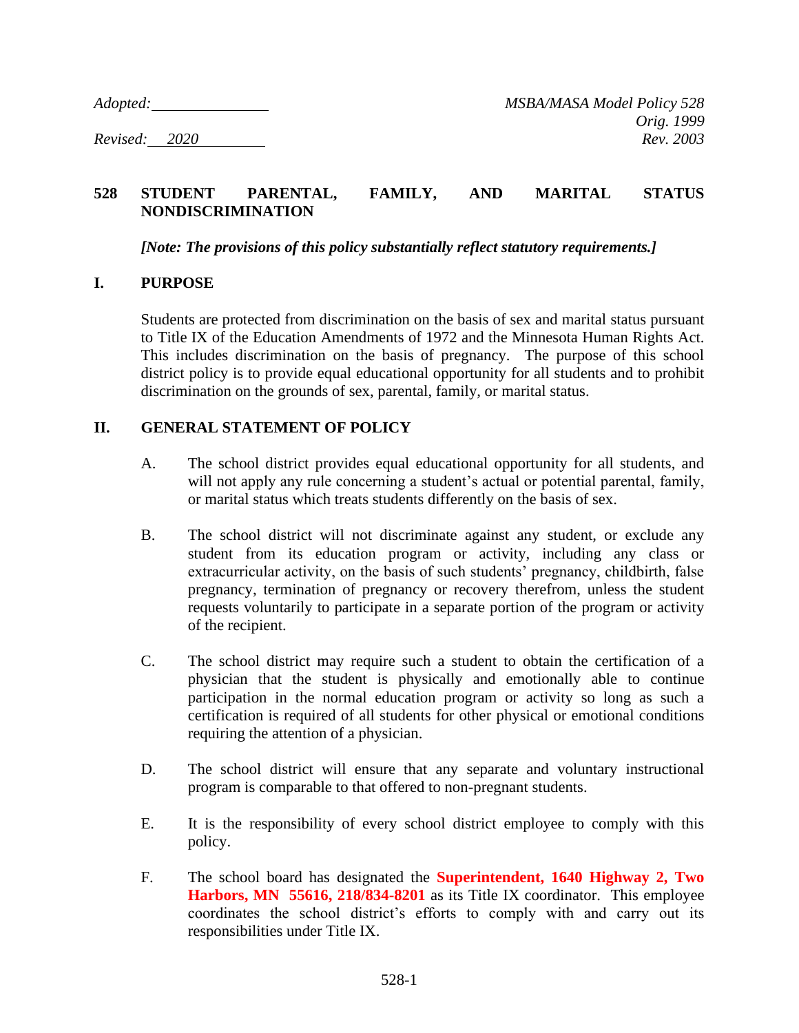*Adopted:* ______________ *MSBA/MASA Model Policy 528*
*Orig. 1999*
*Revised: 2020* *Rev. 2003*

# 528 STUDENT PARENTAL, FAMILY, AND MARITAL STATUS NONDISCRIMINATION

***[Note: The provisions of this policy substantially reflect statutory requirements.]***

## I. PURPOSE

Students are protected from discrimination on the basis of sex and marital status pursuant to Title IX of the Education Amendments of 1972 and the Minnesota Human Rights Act. This includes discrimination on the basis of pregnancy. The purpose of this school district policy is to provide equal educational opportunity for all students and to prohibit discrimination on the grounds of sex, parental, family, or marital status.

## II. GENERAL STATEMENT OF POLICY

A. The school district provides equal educational opportunity for all students, and will not apply any rule concerning a student's actual or potential parental, family, or marital status which treats students differently on the basis of sex.

B. The school district will not discriminate against any student, or exclude any student from its education program or activity, including any class or extracurricular activity, on the basis of such students' pregnancy, childbirth, false pregnancy, termination of pregnancy or recovery therefrom, unless the student requests voluntarily to participate in a separate portion of the program or activity of the recipient.

C. The school district may require such a student to obtain the certification of a physician that the student is physically and emotionally able to continue participation in the normal education program or activity so long as such a certification is required of all students for other physical or emotional conditions requiring the attention of a physician.

D. The school district will ensure that any separate and voluntary instructional program is comparable to that offered to non-pregnant students.

E. It is the responsibility of every school district employee to comply with this policy.

F. The school board has designated the **Superintendent, 1640 Highway 2, Two Harbors, MN 55616, 218/834-8201** as its Title IX coordinator. This employee coordinates the school district's efforts to comply with and carry out its responsibilities under Title IX.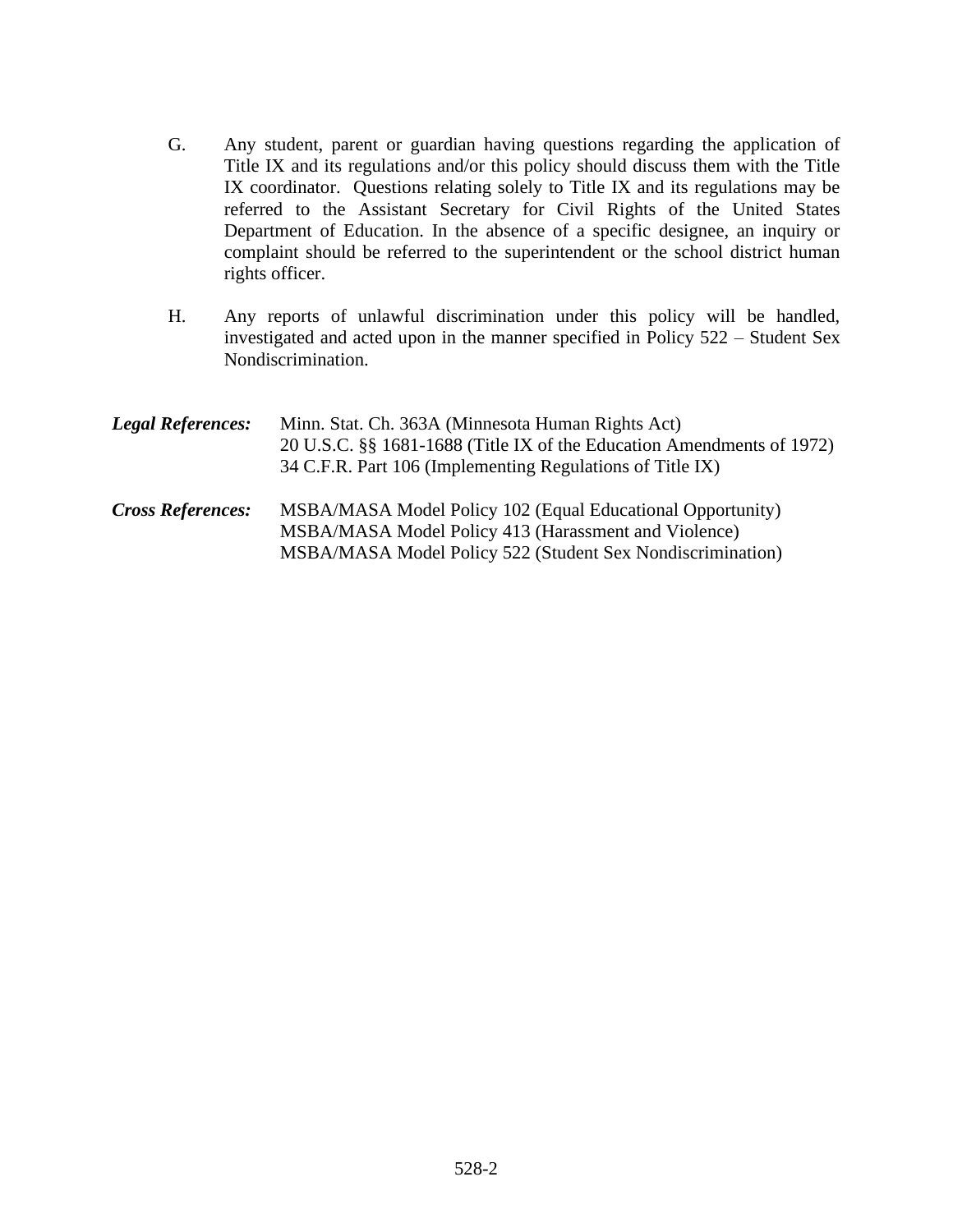G. Any student, parent or guardian having questions regarding the application of Title IX and its regulations and/or this policy should discuss them with the Title IX coordinator. Questions relating solely to Title IX and its regulations may be referred to the Assistant Secretary for Civil Rights of the United States Department of Education. In the absence of a specific designee, an inquiry or complaint should be referred to the superintendent or the school district human rights officer.

H. Any reports of unlawful discrimination under this policy will be handled, investigated and acted upon in the manner specified in Policy 522 – Student Sex Nondiscrimination.

***Legal References:*** Minn. Stat. Ch. 363A (Minnesota Human Rights Act)
20 U.S.C. §§ 1681-1688 (Title IX of the Education Amendments of 1972)
34 C.F.R. Part 106 (Implementing Regulations of Title IX)

***Cross References:*** MSBA/MASA Model Policy 102 (Equal Educational Opportunity)
MSBA/MASA Model Policy 413 (Harassment and Violence)
MSBA/MASA Model Policy 522 (Student Sex Nondiscrimination)